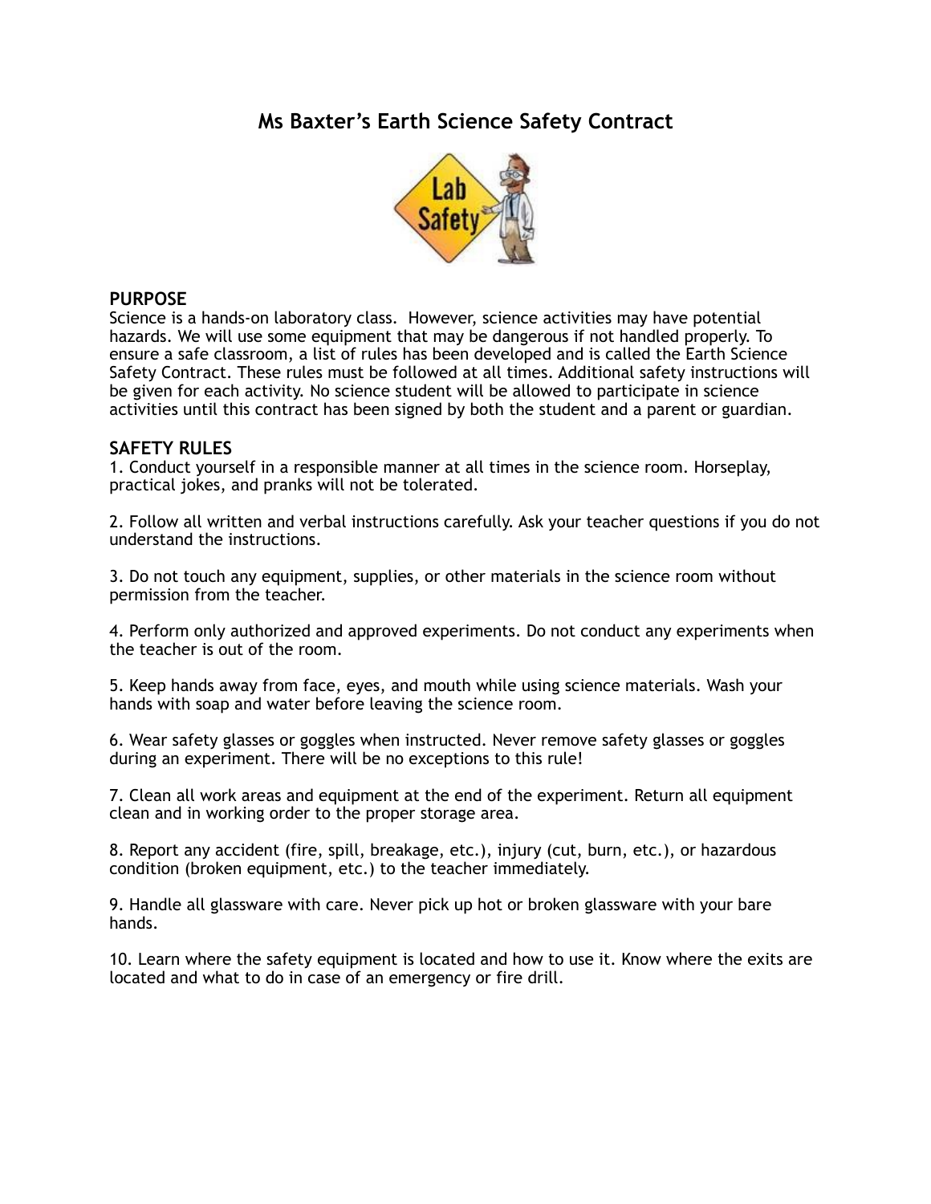# Ms Baxter's Earth Science Safety Contract

## PURPOSE

Science is a hands-on laboratory class. However, science activities may have potential hazards. We will use some equipment that may be dangerous if not handled properly. To ensure a safe classroom, a list of rules has been developed and is called the Earth Science Safety Contract. These rules must be followed at all times. Additional safety instructions will be given for each activity. No science student will be allowed to participate in science activities until this contract has been signed by both the student and a parent or guardian.

## SAFETY RULES

1. Conduct yourself in a responsible manner at all times in the science room. Horseplay, practical jokes, and pranks will not be tolerated.

2. Follow all written and verbal instructions carefully. Ask your teacher questions if you do not understand the instructions.

3. Do not touch any equipment, supplies, or other materials in the science room without permission from the teacher.

4. Perform only authorized and approved experiments. Do not conduct any experiments when the teacher is out of the room.

5. Keep hands away from face, eyes, and mouth while using science materials. Wash your hands with soap and water before leaving the science room.

6. Wear safety glasses or goggles when instructed. Never remove safety glasses or goggles during an experiment. There will be no exceptions to this rule!

7. Clean all work areas and equipment at the end of the experiment. Return all equipment clean and in working order to the proper storage area.

8. Report any accident (fire, spill, breakage, etc.), injury (cut, burn, etc.), or hazardous condition (broken equipment, etc.) to the teacher immediately.

9. Handle all glassware with care. Never pick up hot or broken glassware with your bare hands.

10. Learn where the safety equipment is located and how to use it. Know where the exits are located and what to do in case of an emergency or fire drill.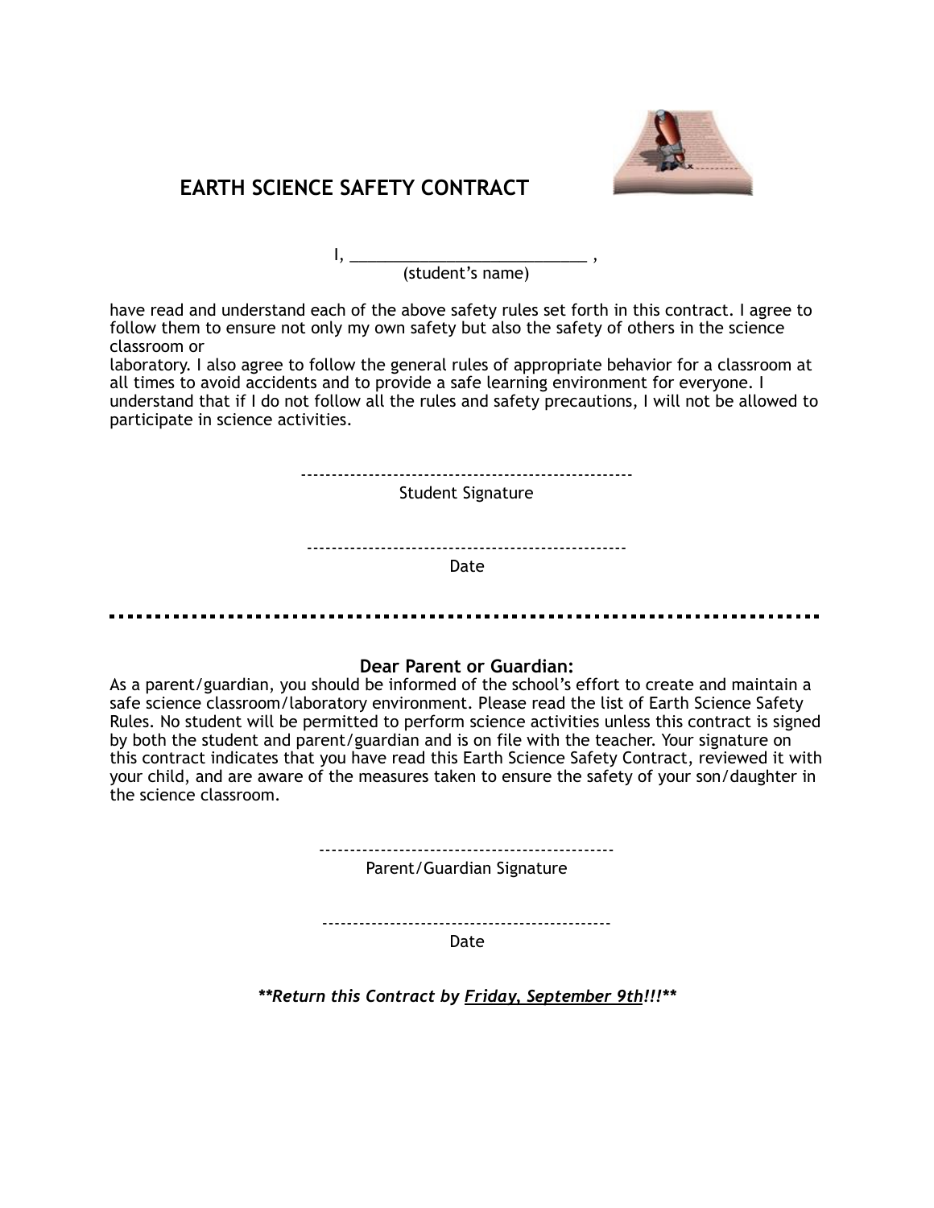# EARTH SCIENCE SAFETY CONTRACT

I, ___________________________ ,
(student's name)

have read and understand each of the above safety rules set forth in this contract. I agree to follow them to ensure not only my own safety but also the safety of others in the science classroom or
laboratory. I also agree to follow the general rules of appropriate behavior for a classroom at all times to avoid accidents and to provide a safe learning environment for everyone. I understand that if I do not follow all the rules and safety precautions, I will not be allowed to participate in science activities.

-----------------------------------------------------
Student Signature

---------------------------------------------------
Date

---

**Dear Parent or Guardian:**

As a parent/guardian, you should be informed of the school's effort to create and maintain a safe science classroom/laboratory environment. Please read the list of Earth Science Safety Rules. No student will be permitted to perform science activities unless this contract is signed by both the student and parent/guardian and is on file with the teacher. Your signature on this contract indicates that you have read this Earth Science Safety Contract, reviewed it with your child, and are aware of the measures taken to ensure the safety of your son/daughter in the science classroom.

-----------------------------------------------
Parent/Guardian Signature

----------------------------------------------
Date

***\*Return this Contract by <u>Friday, September 9th</u>!!!\*\****